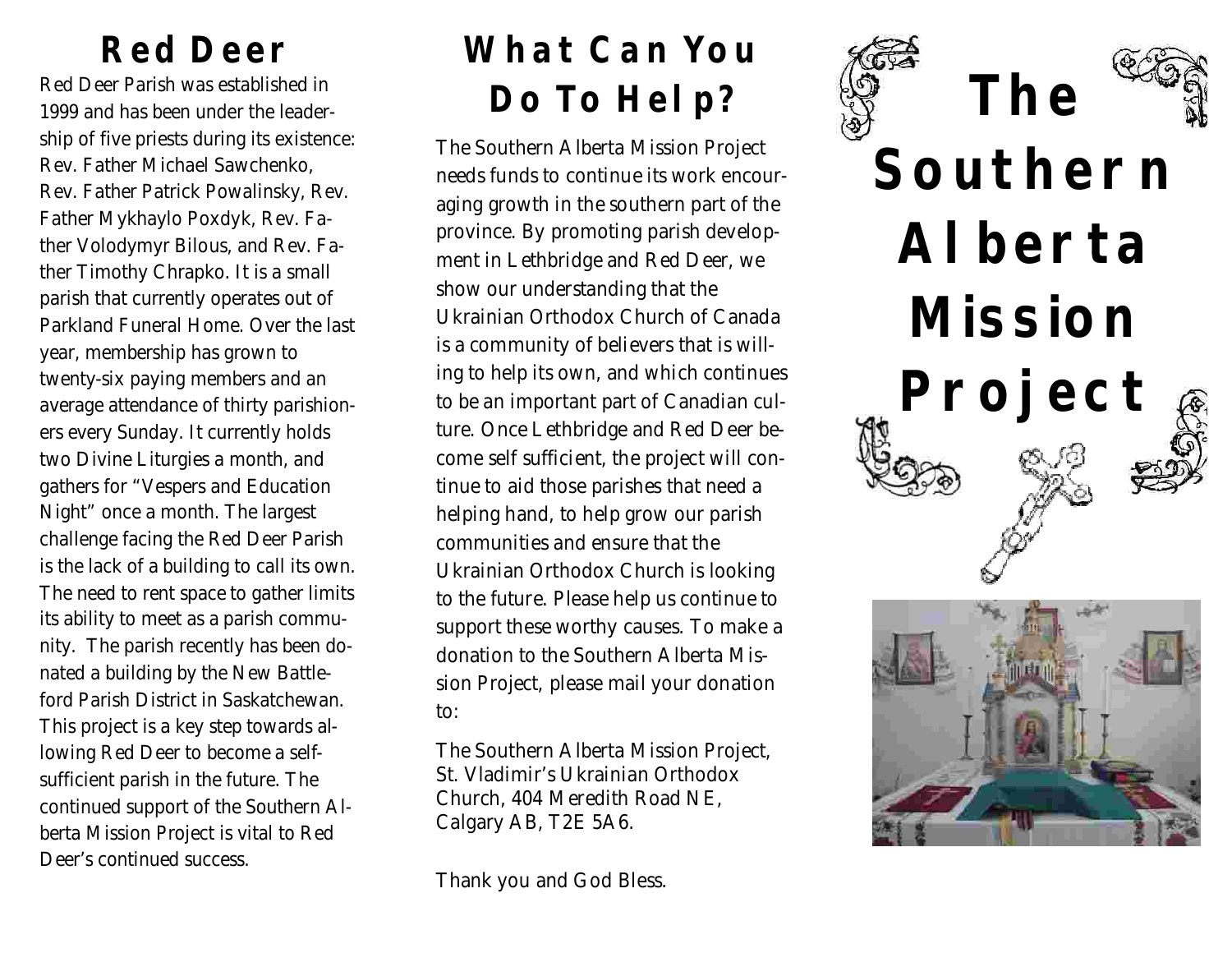## Red Deer

Red Deer Parish was established in 1999 and has been under the leadership of five priests during its existence: Rev. Father Michael Sawchenko, Rev. Father Patrick Powalinsky, Rev. Father Mykhaylo Poxdyk, Rev. Father Volodymyr Bilous, and Rev. Father Timothy Chrapko. It is a small parish that currently operates out of Parkland Funeral Home. Over the last year, membership has grown to twenty-six paying members and an average attendance of thirty parishioners every Sunday. It currently holds two Divine Liturgies a month, and gathers for "Vespers and Education Night" once a month. The largest challenge facing the Red Deer Parish is the lack of a building to call its own. The need to rent space to gather limits its ability to meet as a parish community. The parish recently has been donated a building by the New Battleford Parish District in Saskatchewan. This project is a key step towards allowing Red Deer to become a self-sufficient parish in the future. The continued support of the Southern Alberta Mission Project is vital to Red Deer's continued success.

## What Can You Do To Help?

The Southern Alberta Mission Project needs funds to continue its work encouraging growth in the southern part of the province. By promoting parish development in Lethbridge and Red Deer, we show our understanding that the Ukrainian Orthodox Church of Canada is a community of believers that is willing to help its own, and which continues to be an important part of Canadian culture. Once Lethbridge and Red Deer become self sufficient, the project will continue to aid those parishes that need a helping hand, to help grow our parish communities and ensure that the Ukrainian Orthodox Church is looking to the future. Please help us continue to support these worthy causes. To make a donation to the Southern Alberta Mission Project, please mail your donation to:

The Southern Alberta Mission Project,
St. Vladimir's Ukrainian Orthodox Church, 404 Meredith Road NE,
Calgary AB, T2E 5A6.

Thank you and God Bless.

# The Southern Alberta Mission Project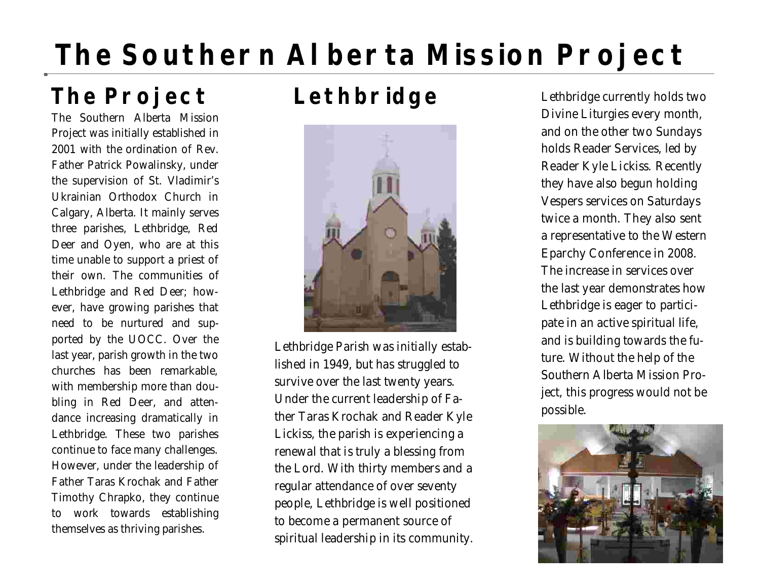# The Southern Alberta Mission Project

## The Project

The Southern Alberta Mission Project was initially established in 2001 with the ordination of Rev. Father Patrick Powalinsky, under the supervision of St. Vladimir's Ukrainian Orthodox Church in Calgary, Alberta. It mainly serves three parishes, Lethbridge, Red Deer and Oyen, who are at this time unable to support a priest of their own. The communities of Lethbridge and Red Deer; however, have growing parishes that need to be nurtured and supported by the UOCC. Over the last year, parish growth in the two churches has been remarkable, with membership more than doubling in Red Deer, and attendance increasing dramatically in Lethbridge. These two parishes continue to face many challenges. However, under the leadership of Father Taras Krochak and Father Timothy Chrapko, they continue to work towards establishing themselves as thriving parishes.

## Lethbridge

Lethbridge Parish was initially established in 1949, but has struggled to survive over the last twenty years. Under the current leadership of Father Taras Krochak and Reader Kyle Lickiss, the parish is experiencing a renewal that is truly a blessing from the Lord. With thirty members and a regular attendance of over seventy people, Lethbridge is well positioned to become a permanent source of spiritual leadership in its community.

Lethbridge currently holds two Divine Liturgies every month, and on the other two Sundays holds Reader Services, led by Reader Kyle Lickiss. Recently they have also begun holding Vespers services on Saturdays twice a month. They also sent a representative to the Western Eparchy Conference in 2008. The increase in services over the last year demonstrates how Lethbridge is eager to participate in an active spiritual life, and is building towards the future. Without the help of the Southern Alberta Mission Project, this progress would not be possible.